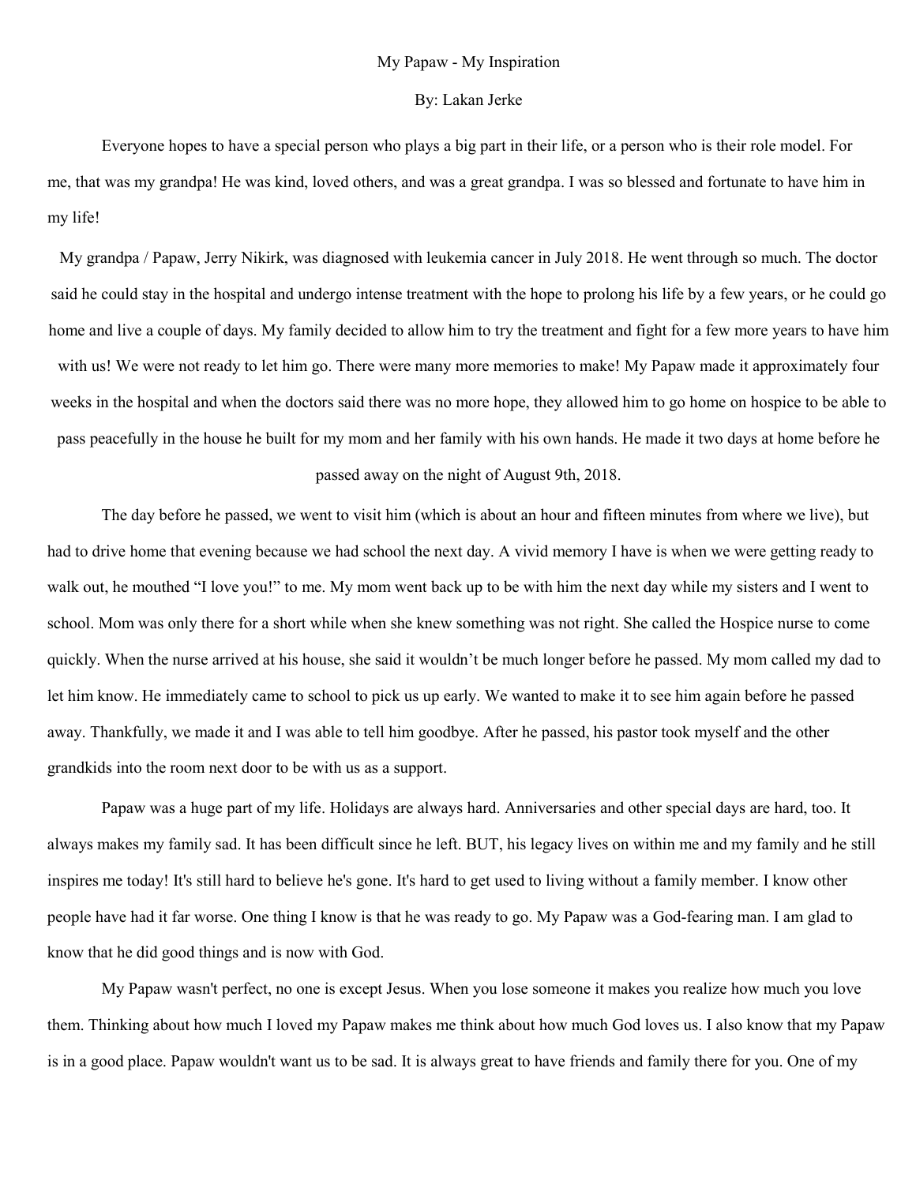# My Papaw - My Inspiration

By: Lakan Jerke

Everyone hopes to have a special person who plays a big part in their life, or a person who is their role model. For me, that was my grandpa! He was kind, loved others, and was a great grandpa. I was so blessed and fortunate to have him in my life!

My grandpa / Papaw, Jerry Nikirk, was diagnosed with leukemia cancer in July 2018. He went through so much. The doctor said he could stay in the hospital and undergo intense treatment with the hope to prolong his life by a few years, or he could go home and live a couple of days. My family decided to allow him to try the treatment and fight for a few more years to have him with us! We were not ready to let him go. There were many more memories to make! My Papaw made it approximately four weeks in the hospital and when the doctors said there was no more hope, they allowed him to go home on hospice to be able to pass peacefully in the house he built for my mom and her family with his own hands. He made it two days at home before he passed away on the night of August 9th, 2018.

The day before he passed, we went to visit him (which is about an hour and fifteen minutes from where we live), but had to drive home that evening because we had school the next day. A vivid memory I have is when we were getting ready to walk out, he mouthed "I love you!" to me. My mom went back up to be with him the next day while my sisters and I went to school. Mom was only there for a short while when she knew something was not right. She called the Hospice nurse to come quickly. When the nurse arrived at his house, she said it wouldn't be much longer before he passed. My mom called my dad to let him know. He immediately came to school to pick us up early. We wanted to make it to see him again before he passed away. Thankfully, we made it and I was able to tell him goodbye. After he passed, his pastor took myself and the other grandkids into the room next door to be with us as a support.

Papaw was a huge part of my life. Holidays are always hard. Anniversaries and other special days are hard, too. It always makes my family sad. It has been difficult since he left. BUT, his legacy lives on within me and my family and he still inspires me today! It's still hard to believe he's gone. It's hard to get used to living without a family member. I know other people have had it far worse. One thing I know is that he was ready to go. My Papaw was a God-fearing man. I am glad to know that he did good things and is now with God.

My Papaw wasn't perfect, no one is except Jesus. When you lose someone it makes you realize how much you love them. Thinking about how much I loved my Papaw makes me think about how much God loves us. I also know that my Papaw is in a good place. Papaw wouldn't want us to be sad. It is always great to have friends and family there for you. One of my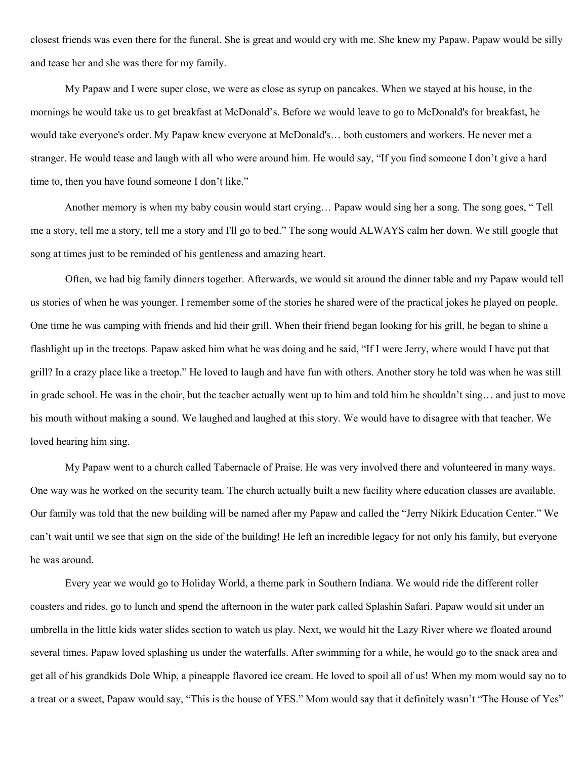closest friends was even there for the funeral. She is great and would cry with me. She knew my Papaw. Papaw would be silly and tease her and she was there for my family.

My Papaw and I were super close, we were as close as syrup on pancakes. When we stayed at his house, in the mornings he would take us to get breakfast at McDonald’s. Before we would leave to go to McDonald's for breakfast, he would take everyone's order. My Papaw knew everyone at McDonald's… both customers and workers. He never met a stranger. He would tease and laugh with all who were around him. He would say, “If you find someone I don’t give a hard time to, then you have found someone I don’t like.”

Another memory is when my baby cousin would start crying… Papaw would sing her a song. The song goes, “ Tell me a story, tell me a story, tell me a story and I'll go to bed.” The song would ALWAYS calm her down. We still google that song at times just to be reminded of his gentleness and amazing heart.

Often, we had big family dinners together. Afterwards, we would sit around the dinner table and my Papaw would tell us stories of when he was younger. I remember some of the stories he shared were of the practical jokes he played on people. One time he was camping with friends and hid their grill. When their friend began looking for his grill, he began to shine a flashlight up in the treetops. Papaw asked him what he was doing and he said, “If I were Jerry, where would I have put that grill? In a crazy place like a treetop.” He loved to laugh and have fun with others. Another story he told was when he was still in grade school. He was in the choir, but the teacher actually went up to him and told him he shouldn’t sing… and just to move his mouth without making a sound. We laughed and laughed at this story. We would have to disagree with that teacher. We loved hearing him sing.

My Papaw went to a church called Tabernacle of Praise. He was very involved there and volunteered in many ways. One way was he worked on the security team. The church actually built a new facility where education classes are available. Our family was told that the new building will be named after my Papaw and called the “Jerry Nikirk Education Center.” We can’t wait until we see that sign on the side of the building! He left an incredible legacy for not only his family, but everyone he was around.

Every year we would go to Holiday World, a theme park in Southern Indiana. We would ride the different roller coasters and rides, go to lunch and spend the afternoon in the water park called Splashin Safari. Papaw would sit under an umbrella in the little kids water slides section to watch us play. Next, we would hit the Lazy River where we floated around several times. Papaw loved splashing us under the waterfalls. After swimming for a while, he would go to the snack area and get all of his grandkids Dole Whip, a pineapple flavored ice cream. He loved to spoil all of us! When my mom would say no to a treat or a sweet, Papaw would say, “This is the house of YES.” Mom would say that it definitely wasn’t “The House of Yes”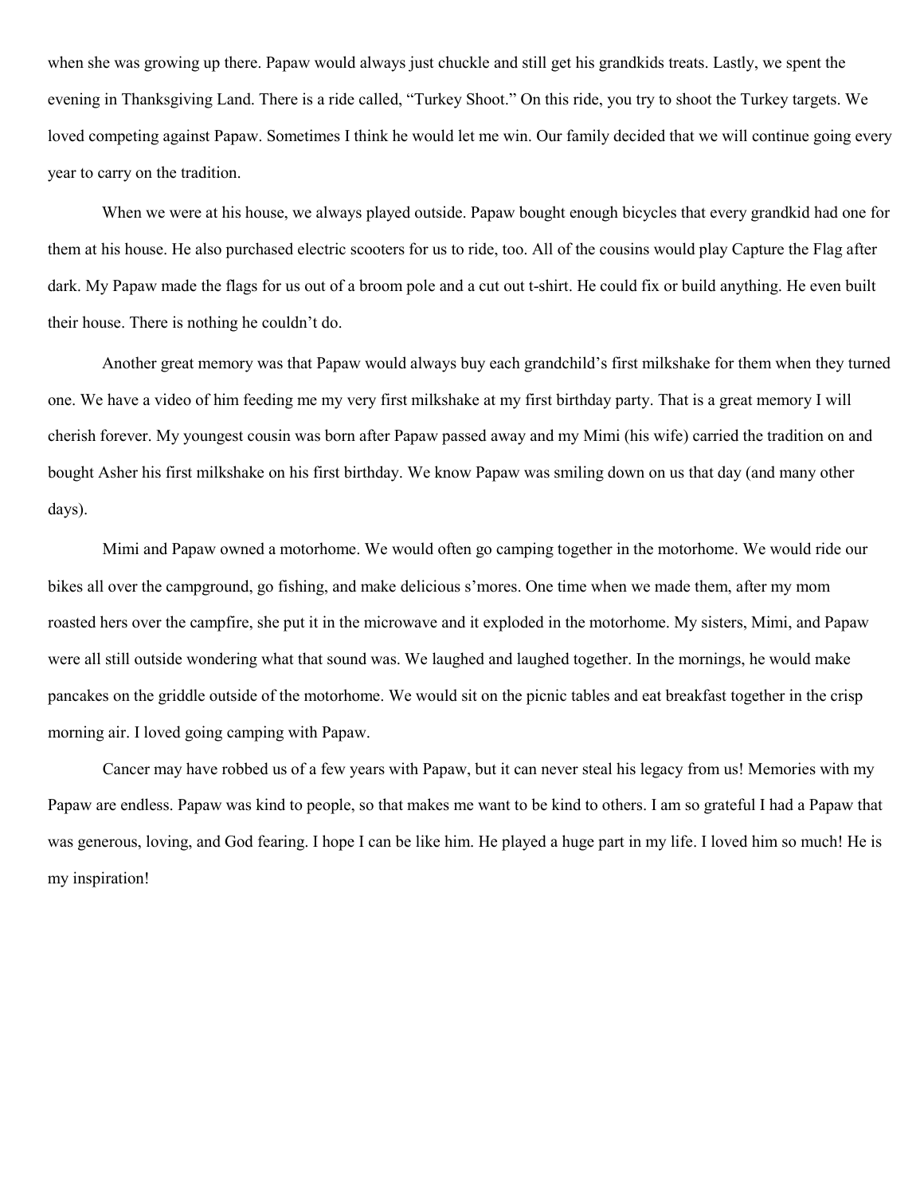when she was growing up there. Papaw would always just chuckle and still get his grandkids treats. Lastly, we spent the evening in Thanksgiving Land. There is a ride called, "Turkey Shoot." On this ride, you try to shoot the Turkey targets. We loved competing against Papaw. Sometimes I think he would let me win. Our family decided that we will continue going every year to carry on the tradition.

When we were at his house, we always played outside. Papaw bought enough bicycles that every grandkid had one for them at his house. He also purchased electric scooters for us to ride, too. All of the cousins would play Capture the Flag after dark. My Papaw made the flags for us out of a broom pole and a cut out t-shirt. He could fix or build anything. He even built their house. There is nothing he couldn't do.

Another great memory was that Papaw would always buy each grandchild's first milkshake for them when they turned one. We have a video of him feeding me my very first milkshake at my first birthday party. That is a great memory I will cherish forever. My youngest cousin was born after Papaw passed away and my Mimi (his wife) carried the tradition on and bought Asher his first milkshake on his first birthday. We know Papaw was smiling down on us that day (and many other days).

Mimi and Papaw owned a motorhome. We would often go camping together in the motorhome. We would ride our bikes all over the campground, go fishing, and make delicious s'mores. One time when we made them, after my mom roasted hers over the campfire, she put it in the microwave and it exploded in the motorhome. My sisters, Mimi, and Papaw were all still outside wondering what that sound was. We laughed and laughed together. In the mornings, he would make pancakes on the griddle outside of the motorhome. We would sit on the picnic tables and eat breakfast together in the crisp morning air. I loved going camping with Papaw.

Cancer may have robbed us of a few years with Papaw, but it can never steal his legacy from us! Memories with my Papaw are endless. Papaw was kind to people, so that makes me want to be kind to others. I am so grateful I had a Papaw that was generous, loving, and God fearing. I hope I can be like him. He played a huge part in my life. I loved him so much! He is my inspiration!